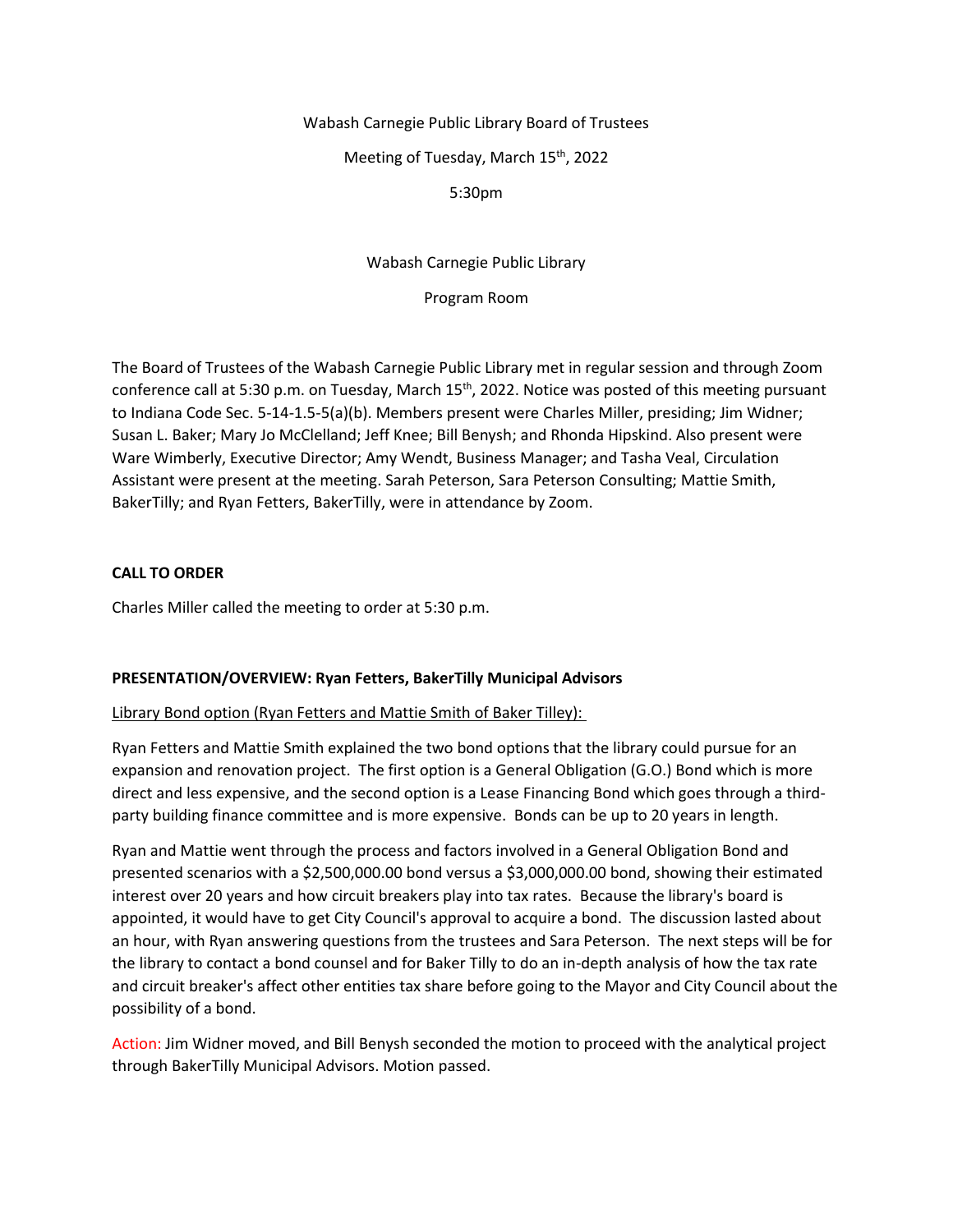Wabash Carnegie Public Library Board of Trustees

Meeting of Tuesday, March 15th, 2022

5:30pm

Wabash Carnegie Public Library

Program Room

The Board of Trustees of the Wabash Carnegie Public Library met in regular session and through Zoom conference call at 5:30 p.m. on Tuesday, March 15th, 2022. Notice was posted of this meeting pursuant to Indiana Code Sec. 5-14-1.5-5(a)(b). Members present were Charles Miller, presiding; Jim Widner; Susan L. Baker; Mary Jo McClelland; Jeff Knee; Bill Benysh; and Rhonda Hipskind. Also present were Ware Wimberly, Executive Director; Amy Wendt, Business Manager; and Tasha Veal, Circulation Assistant were present at the meeting. Sarah Peterson, Sara Peterson Consulting; Mattie Smith, BakerTilly; and Ryan Fetters, BakerTilly, were in attendance by Zoom.

**CALL TO ORDER**

Charles Miller called the meeting to order at 5:30 p.m.

**PRESENTATION/OVERVIEW: Ryan Fetters, BakerTilly Municipal Advisors**

Library Bond option (Ryan Fetters and Mattie Smith of Baker Tilley):

Ryan Fetters and Mattie Smith explained the two bond options that the library could pursue for an expansion and renovation project. The first option is a General Obligation (G.O.) Bond which is more direct and less expensive, and the second option is a Lease Financing Bond which goes through a third-party building finance committee and is more expensive. Bonds can be up to 20 years in length.

Ryan and Mattie went through the process and factors involved in a General Obligation Bond and presented scenarios with a $2,500,000.00 bond versus a $3,000,000.00 bond, showing their estimated interest over 20 years and how circuit breakers play into tax rates. Because the library's board is appointed, it would have to get City Council's approval to acquire a bond. The discussion lasted about an hour, with Ryan answering questions from the trustees and Sara Peterson. The next steps will be for the library to contact a bond counsel and for Baker Tilly to do an in-depth analysis of how the tax rate and circuit breaker's affect other entities tax share before going to the Mayor and City Council about the possibility of a bond.

Action: Jim Widner moved, and Bill Benysh seconded the motion to proceed with the analytical project through BakerTilly Municipal Advisors. Motion passed.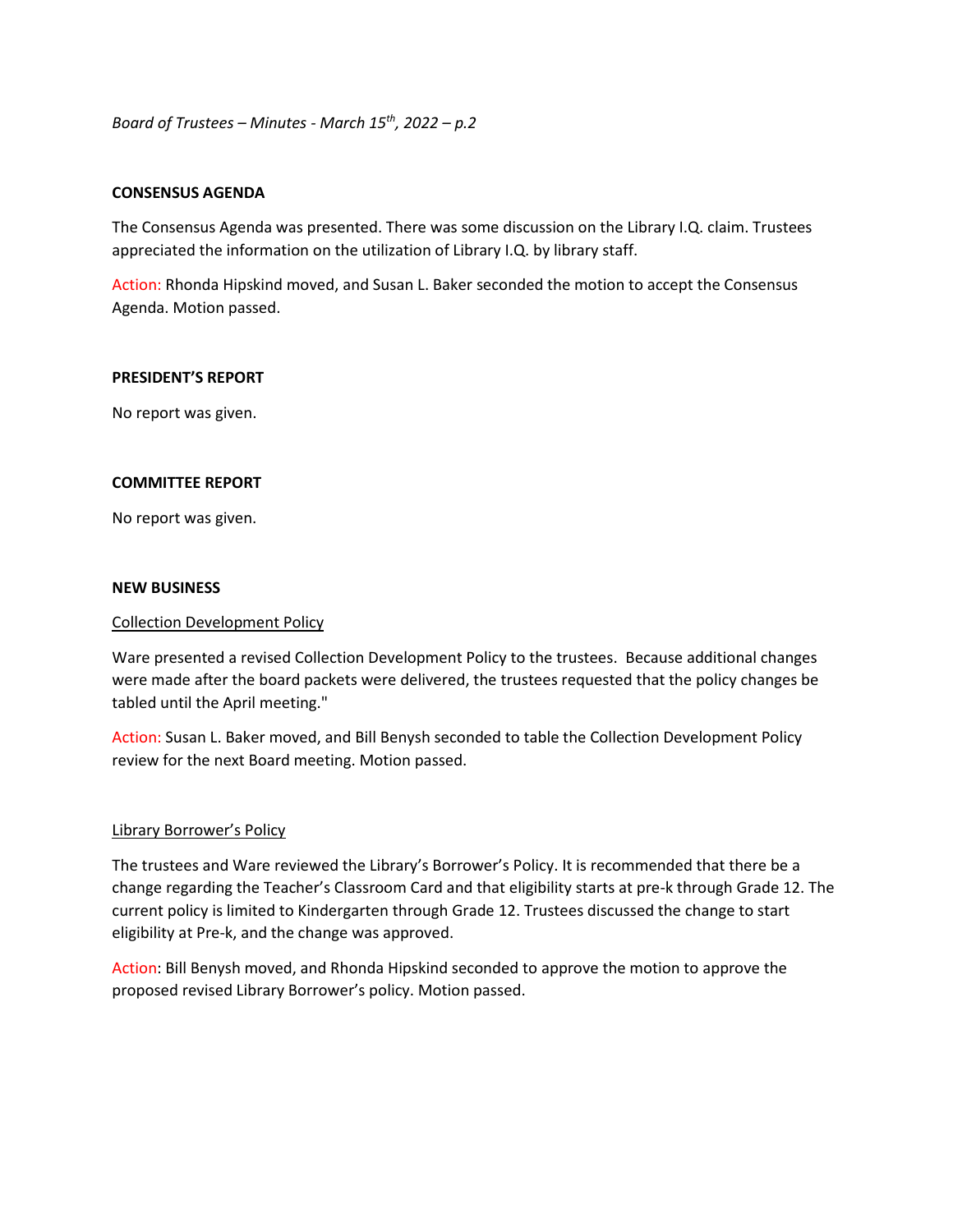## CONSENSUS AGENDA

The Consensus Agenda was presented. There was some discussion on the Library I.Q. claim. Trustees appreciated the information on the utilization of Library I.Q. by library staff.

Action: Rhonda Hipskind moved, and Susan L. Baker seconded the motion to accept the Consensus Agenda. Motion passed.

## PRESIDENT'S REPORT

No report was given.

## COMMITTEE REPORT

No report was given.

## NEW BUSINESS

### Collection Development Policy

Ware presented a revised Collection Development Policy to the trustees. Because additional changes were made after the board packets were delivered, the trustees requested that the policy changes be tabled until the April meeting."

Action: Susan L. Baker moved, and Bill Benysh seconded to table the Collection Development Policy review for the next Board meeting. Motion passed.

### Library Borrower's Policy

The trustees and Ware reviewed the Library's Borrower's Policy. It is recommended that there be a change regarding the Teacher's Classroom Card and that eligibility starts at pre-k through Grade 12. The current policy is limited to Kindergarten through Grade 12. Trustees discussed the change to start eligibility at Pre-k, and the change was approved.

Action: Bill Benysh moved, and Rhonda Hipskind seconded to approve the motion to approve the proposed revised Library Borrower's policy. Motion passed.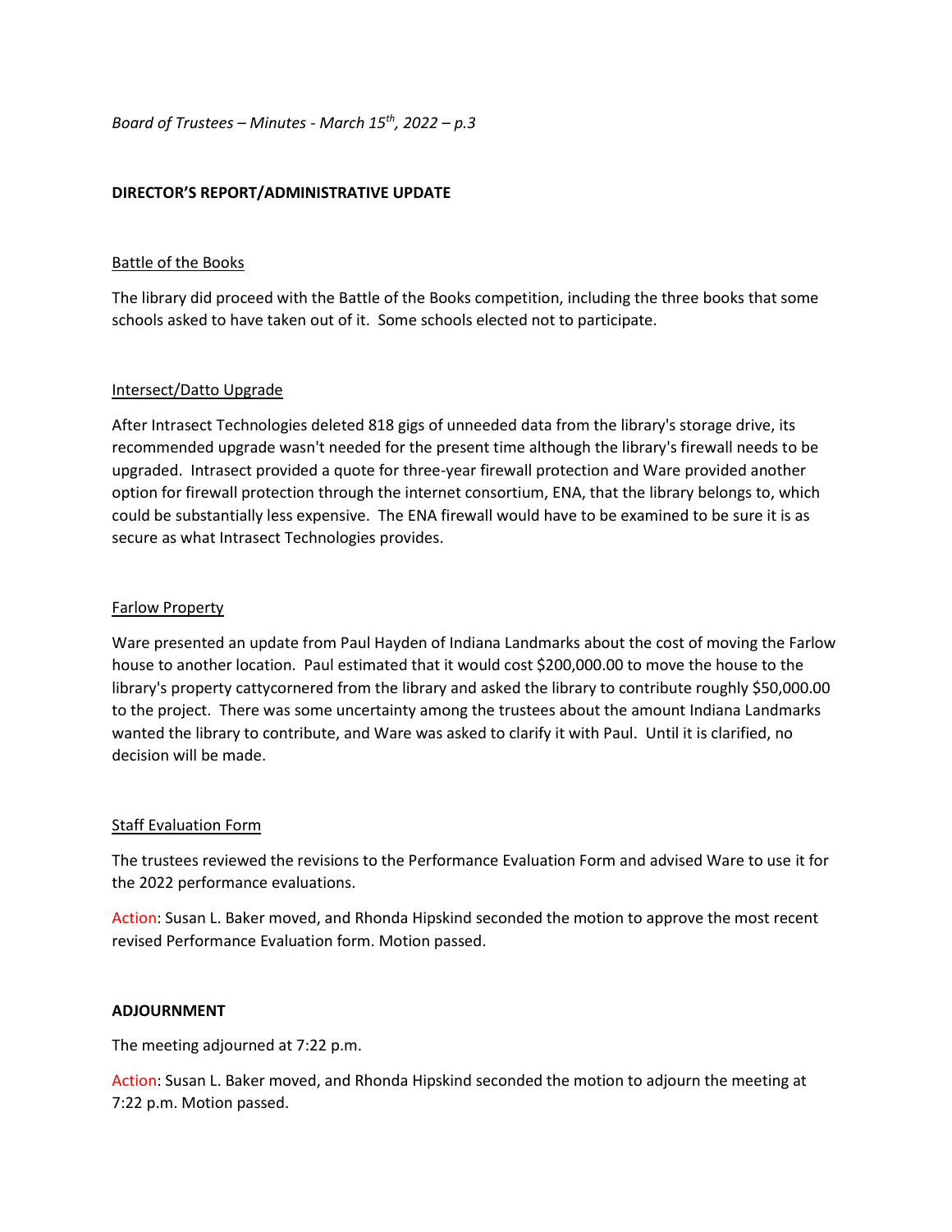## DIRECTOR'S REPORT/ADMINISTRATIVE UPDATE

### Battle of the Books

The library did proceed with the Battle of the Books competition, including the three books that some schools asked to have taken out of it. Some schools elected not to participate.

### Intersect/Datto Upgrade

After Intrasect Technologies deleted 818 gigs of unneeded data from the library's storage drive, its recommended upgrade wasn't needed for the present time although the library's firewall needs to be upgraded. Intrasect provided a quote for three-year firewall protection and Ware provided another option for firewall protection through the internet consortium, ENA, that the library belongs to, which could be substantially less expensive. The ENA firewall would have to be examined to be sure it is as secure as what Intrasect Technologies provides.

### Farlow Property

Ware presented an update from Paul Hayden of Indiana Landmarks about the cost of moving the Farlow house to another location. Paul estimated that it would cost $200,000.00 to move the house to the library's property cattycornered from the library and asked the library to contribute roughly $50,000.00 to the project. There was some uncertainty among the trustees about the amount Indiana Landmarks wanted the library to contribute, and Ware was asked to clarify it with Paul. Until it is clarified, no decision will be made.

### Staff Evaluation Form

The trustees reviewed the revisions to the Performance Evaluation Form and advised Ware to use it for the 2022 performance evaluations.

Action: Susan L. Baker moved, and Rhonda Hipskind seconded the motion to approve the most recent revised Performance Evaluation form. Motion passed.

## ADJOURNMENT

The meeting adjourned at 7:22 p.m.

Action: Susan L. Baker moved, and Rhonda Hipskind seconded the motion to adjourn the meeting at 7:22 p.m. Motion passed.